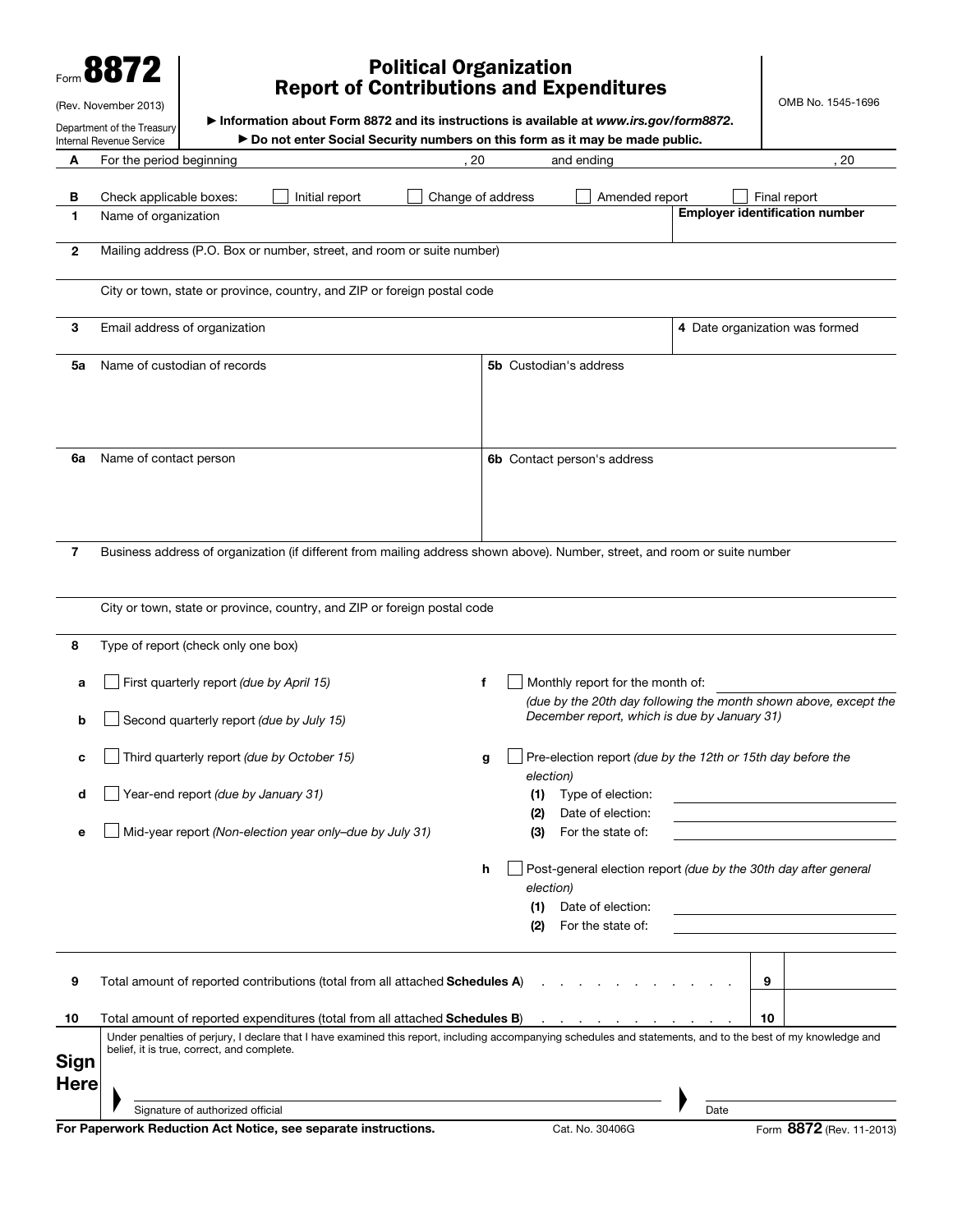Form **8872**

(Rev. November 2013)

Department of the Treasury
Internal Revenue Service

# Political Organization Report of Contributions and Expenditures

▶ Information about Form 8872 and its instructions is available at *www.irs.gov/form8872*.

▶ **Do not enter Social Security numbers on this form as it may be made public.**

OMB No. 1545-1696

**A** For the period beginning , 20 and ending , 20

**B** Check applicable boxes: ☐ Initial report ☐ Change of address ☐ Amended report ☐ Final report

**1** Name of organization | **Employer identification number**

**2** Mailing address (P.O. Box or number, street, and room or suite number)

City or town, state or province, country, and ZIP or foreign postal code

**3** Email address of organization | **4** Date organization was formed

**5a** Name of custodian of records | **5b** Custodian's address

**6a** Name of contact person | **6b** Contact person's address

**7** Business address of organization (if different from mailing address shown above). Number, street, and room or suite number

City or town, state or province, country, and ZIP or foreign postal code

**8** Type of report (check only one box)

- **a** ☐ First quarterly report *(due by April 15)*
- **b** ☐ Second quarterly report *(due by July 15)*
- **c** ☐ Third quarterly report *(due by October 15)*
- **d** ☐ Year-end report *(due by January 31)*
- **e** ☐ Mid-year report *(Non-election year only–due by July 31)*
- **f** ☐ Monthly report for the month of: ____________
  *(due by the 20th day following the month shown above, except the December report, which is due by January 31)*
- **g** ☐ Pre-election report *(due by the 12th or 15th day before the election)*
  - **(1)** Type of election: ____________
  - **(2)** Date of election: ____________
  - **(3)** For the state of: ____________
- **h** ☐ Post-general election report *(due by the 30th day after general election)*
  - **(1)** Date of election: ____________
  - **(2)** For the state of: ____________

**9** Total amount of reported contributions (total from all attached **Schedules A**) . . . . . . . . . . . . **9**

**10** Total amount of reported expenditures (total from all attached **Schedules B**) . . . . . . . . . . . . **10**

**Sign Here**

Under penalties of perjury, I declare that I have examined this report, including accompanying schedules and statements, and to the best of my knowledge and belief, it is true, correct, and complete.

▶ Signature of authorized official ▶ Date

**For Paperwork Reduction Act Notice, see separate instructions.** Cat. No. 30406G Form **8872** (Rev. 11-2013)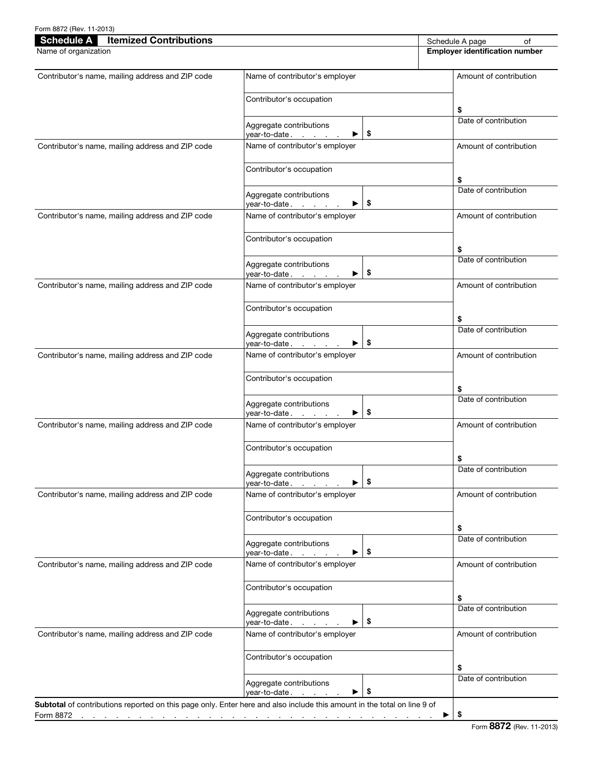Form 8872 (Rev. 11-2013)

## Schedule A Itemized Contributions

Schedule A page ____ of ____

| Name of organization | Employer identification number |
|---|---|
| | |

| Contributor's name, mailing address and ZIP code | Name of contributor's employer | | Amount of contribution |
|---|---|---|---|
| | Contributor's occupation | | $ |
| | Aggregate contributions year-to-date . . . . . ▶ | $ | Date of contribution |
| Contributor's name, mailing address and ZIP code | Name of contributor's employer | | Amount of contribution |
| | Contributor's occupation | | $ |
| | Aggregate contributions year-to-date . . . . . ▶ | $ | Date of contribution |
| Contributor's name, mailing address and ZIP code | Name of contributor's employer | | Amount of contribution |
| | Contributor's occupation | | $ |
| | Aggregate contributions year-to-date . . . . . ▶ | $ | Date of contribution |
| Contributor's name, mailing address and ZIP code | Name of contributor's employer | | Amount of contribution |
| | Contributor's occupation | | $ |
| | Aggregate contributions year-to-date . . . . . ▶ | $ | Date of contribution |
| Contributor's name, mailing address and ZIP code | Name of contributor's employer | | Amount of contribution |
| | Contributor's occupation | | $ |
| | Aggregate contributions year-to-date . . . . . ▶ | $ | Date of contribution |
| Contributor's name, mailing address and ZIP code | Name of contributor's employer | | Amount of contribution |
| | Contributor's occupation | | $ |
| | Aggregate contributions year-to-date . . . . . ▶ | $ | Date of contribution |
| Contributor's name, mailing address and ZIP code | Name of contributor's employer | | Amount of contribution |
| | Contributor's occupation | | $ |
| | Aggregate contributions year-to-date . . . . . ▶ | $ | Date of contribution |
| Contributor's name, mailing address and ZIP code | Name of contributor's employer | | Amount of contribution |
| | Contributor's occupation | | $ |
| | Aggregate contributions year-to-date . . . . . ▶ | $ | Date of contribution |
| Contributor's name, mailing address and ZIP code | Name of contributor's employer | | Amount of contribution |
| | Contributor's occupation | | $ |
| | Aggregate contributions year-to-date . . . . . ▶ | $ | Date of contribution |

**Subtotal** of contributions reported on this page only. Enter here and also include this amount in the total on line 9 of Form 8872 . . . . . . . . . . . . . . . . . . . . . . . . . . . . . . . . . . . . . . ▶ $

Form **8872** (Rev. 11-2013)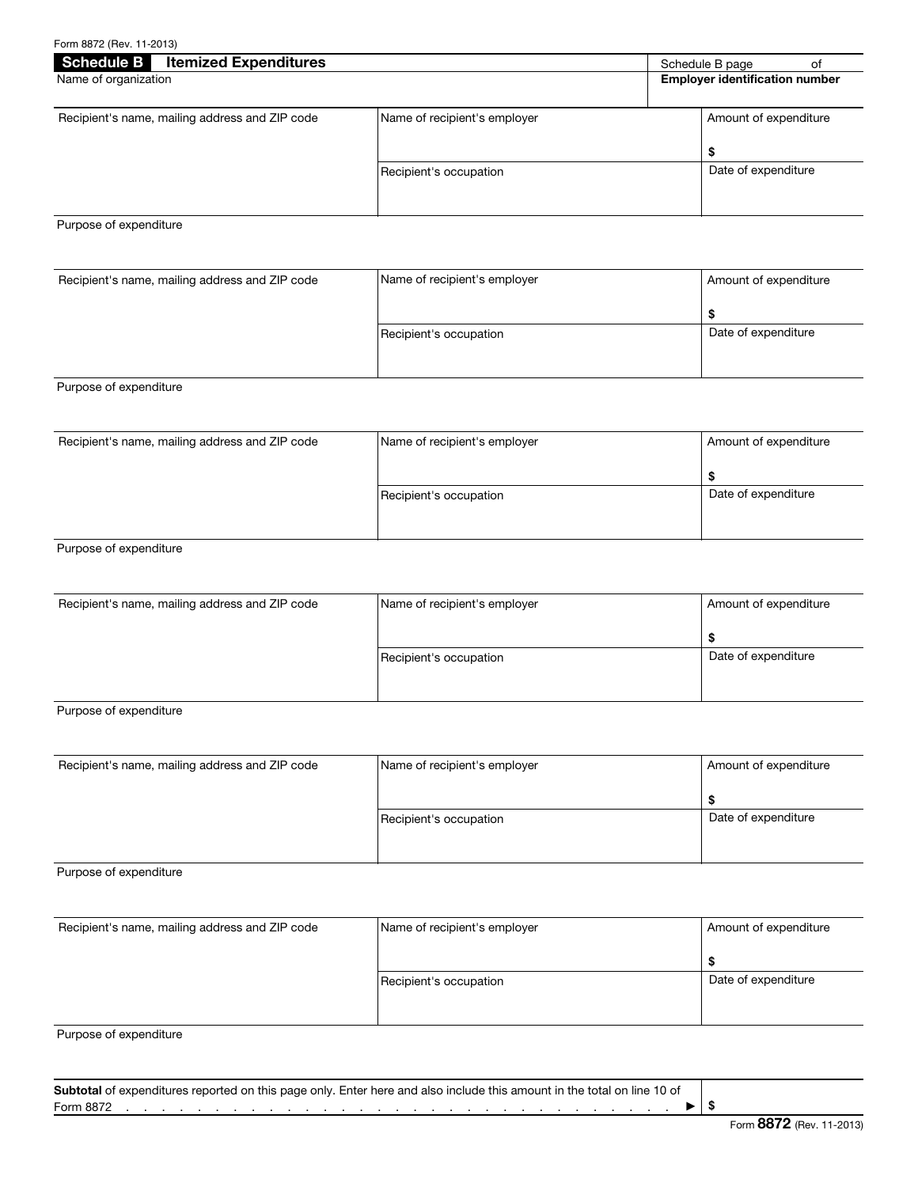Form 8872 (Rev. 11-2013)

## Schedule B Itemized Expenditures

Schedule B page of

| Name of organization | Employer identification number |
|---|---|
| | |

| Recipient's name, mailing address and ZIP code | Name of recipient's employer | Amount of expenditure<br>$ |
|---|---|---|
| | Recipient's occupation | Date of expenditure |

Purpose of expenditure

| Recipient's name, mailing address and ZIP code | Name of recipient's employer | Amount of expenditure<br>$ |
|---|---|---|
| | Recipient's occupation | Date of expenditure |

Purpose of expenditure

| Recipient's name, mailing address and ZIP code | Name of recipient's employer | Amount of expenditure<br>$ |
|---|---|---|
| | Recipient's occupation | Date of expenditure |

Purpose of expenditure

| Recipient's name, mailing address and ZIP code | Name of recipient's employer | Amount of expenditure<br>$ |
|---|---|---|
| | Recipient's occupation | Date of expenditure |

Purpose of expenditure

| Recipient's name, mailing address and ZIP code | Name of recipient's employer | Amount of expenditure<br>$ |
|---|---|---|
| | Recipient's occupation | Date of expenditure |

Purpose of expenditure

| Recipient's name, mailing address and ZIP code | Name of recipient's employer | Amount of expenditure<br>$ |
|---|---|---|
| | Recipient's occupation | Date of expenditure |

Purpose of expenditure

**Subtotal** of expenditures reported on this page only. Enter here and also include this amount in the total on line 10 of Form 8872 . . . . . . . . . . . . . . . . . . . . . . . . . . . . . . . . ► $

Form **8872** (Rev. 11-2013)